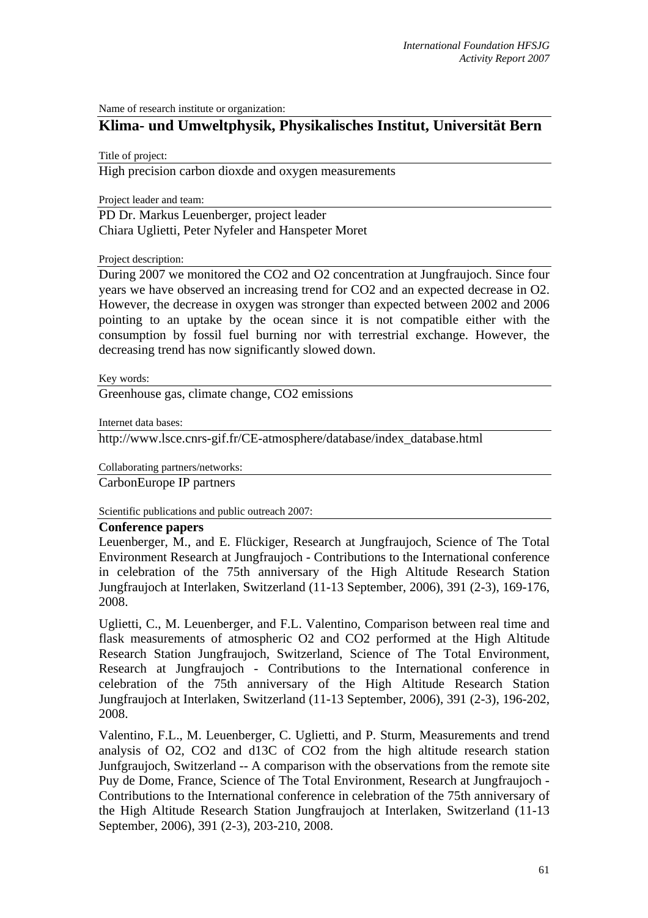Name of research institute or organization:

# Klima- und Umweltphysik, Physikalisches Institut, Universität Bern

Title of project:

High precision carbon dioxde and oxygen measurements

Project leader and team:

PD Dr. Markus Leuenberger, project leader
Chiara Uglietti, Peter Nyfeler and Hanspeter Moret

Project description:

During 2007 we monitored the CO2 and O2 concentration at Jungfraujoch. Since four years we have observed an increasing trend for CO2 and an expected decrease in O2. However, the decrease in oxygen was stronger than expected between 2002 and 2006 pointing to an uptake by the ocean since it is not compatible either with the consumption by fossil fuel burning nor with terrestrial exchange. However, the decreasing trend has now significantly slowed down.

Key words:

Greenhouse gas, climate change, CO2 emissions

Internet data bases:

http://www.lsce.cnrs-gif.fr/CE-atmosphere/database/index_database.html

Collaborating partners/networks:

CarbonEurope IP partners

Scientific publications and public outreach 2007:

**Conference papers**

Leuenberger, M., and E. Flückiger, Research at Jungfraujoch, Science of The Total Environment Research at Jungfraujoch - Contributions to the International conference in celebration of the 75th anniversary of the High Altitude Research Station Jungfraujoch at Interlaken, Switzerland (11-13 September, 2006), 391 (2-3), 169-176, 2008.

Uglietti, C., M. Leuenberger, and F.L. Valentino, Comparison between real time and flask measurements of atmospheric O2 and CO2 performed at the High Altitude Research Station Jungfraujoch, Switzerland, Science of The Total Environment, Research at Jungfraujoch - Contributions to the International conference in celebration of the 75th anniversary of the High Altitude Research Station Jungfraujoch at Interlaken, Switzerland (11-13 September, 2006), 391 (2-3), 196-202, 2008.

Valentino, F.L., M. Leuenberger, C. Uglietti, and P. Sturm, Measurements and trend analysis of O2, CO2 and d13C of CO2 from the high altitude research station Junfgraujoch, Switzerland -- A comparison with the observations from the remote site Puy de Dome, France, Science of The Total Environment, Research at Jungfraujoch - Contributions to the International conference in celebration of the 75th anniversary of the High Altitude Research Station Jungfraujoch at Interlaken, Switzerland (11-13 September, 2006), 391 (2-3), 203-210, 2008.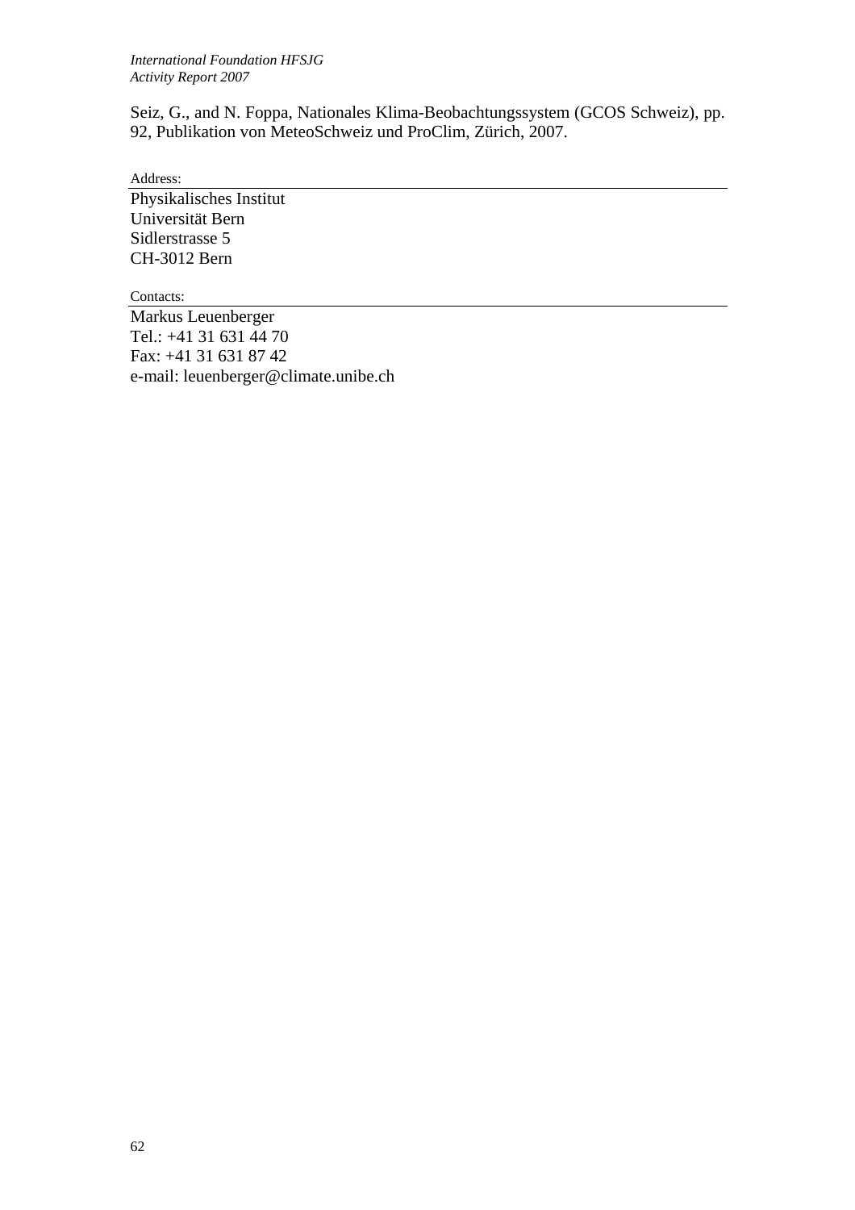Seiz, G., and N. Foppa, Nationales Klima-Beobachtungssystem (GCOS Schweiz), pp. 92, Publikation von MeteoSchweiz und ProClim, Zürich, 2007.

Address:

Physikalisches Institut
Universität Bern
Sidlerstrasse 5
CH-3012 Bern

Contacts:

Markus Leuenberger
Tel.: +41 31 631 44 70
Fax: +41 31 631 87 42
e-mail: leuenberger@climate.unibe.ch